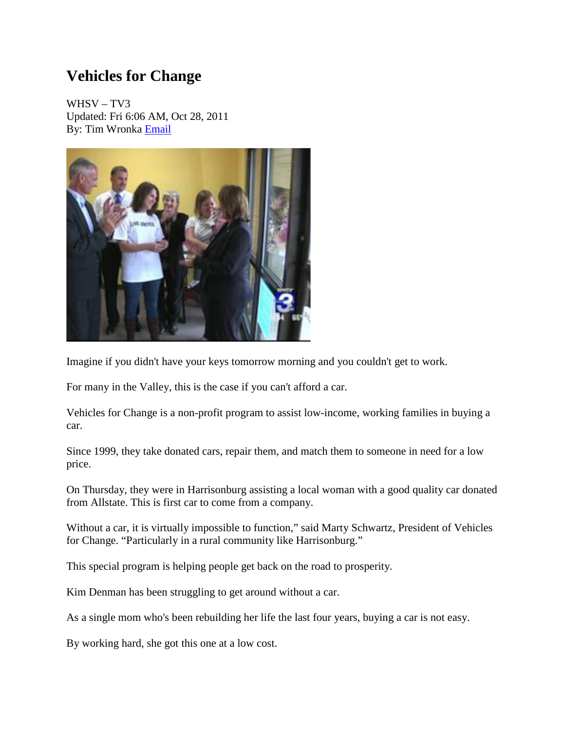# Vehicles for Change

WHSV – TV3
Updated: Fri 6:06 AM, Oct 28, 2011
By: Tim Wronka Email

Imagine if you didn't have your keys tomorrow morning and you couldn't get to work.

For many in the Valley, this is the case if you can't afford a car.

Vehicles for Change is a non-profit program to assist low-income, working families in buying a car.

Since 1999, they take donated cars, repair them, and match them to someone in need for a low price.

On Thursday, they were in Harrisonburg assisting a local woman with a good quality car donated from Allstate. This is first car to come from a company.

Without a car, it is virtually impossible to function," said Marty Schwartz, President of Vehicles for Change. "Particularly in a rural community like Harrisonburg."

This special program is helping people get back on the road to prosperity.

Kim Denman has been struggling to get around without a car.

As a single mom who's been rebuilding her life the last four years, buying a car is not easy.

By working hard, she got this one at a low cost.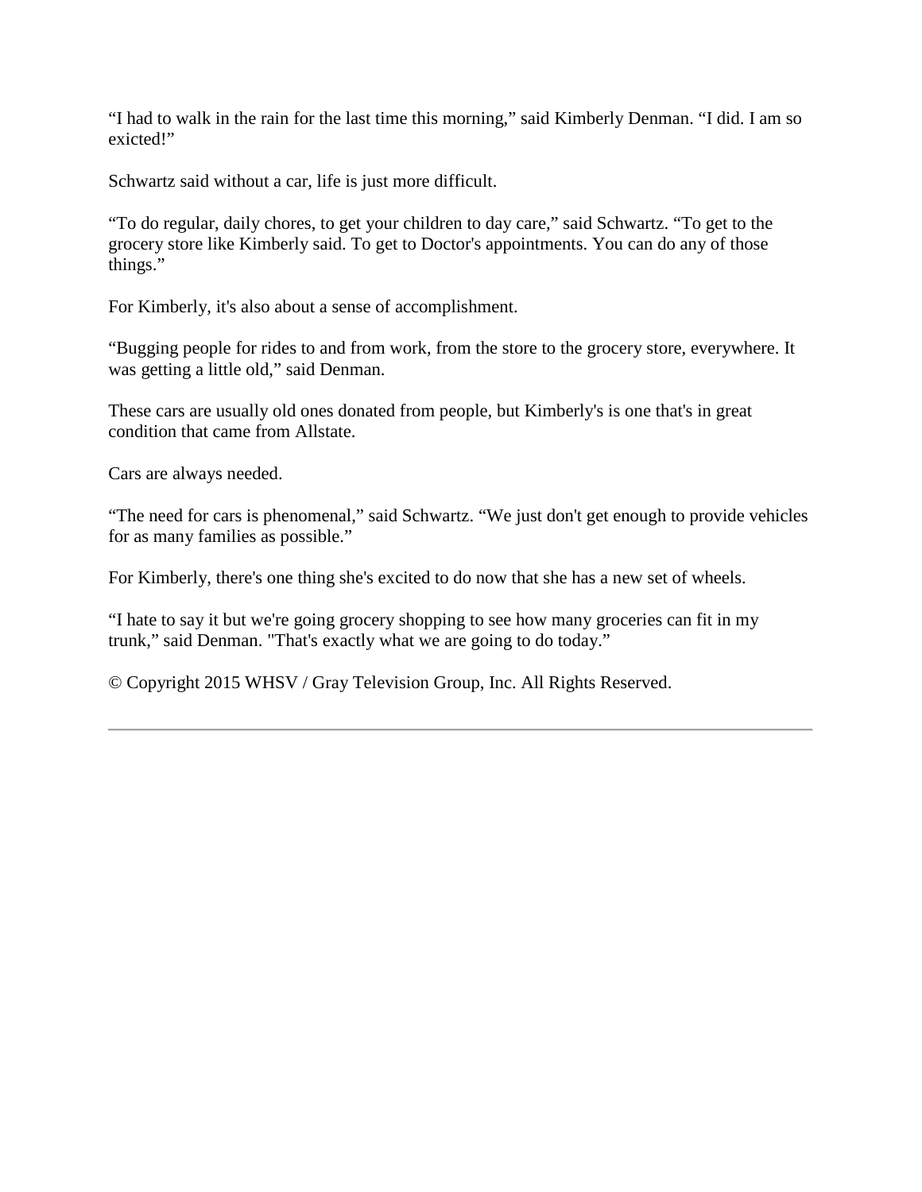"I had to walk in the rain for the last time this morning," said Kimberly Denman. "I did. I am so exicted!"

Schwartz said without a car, life is just more difficult.

"To do regular, daily chores, to get your children to day care," said Schwartz. "To get to the grocery store like Kimberly said. To get to Doctor's appointments. You can do any of those things."

For Kimberly, it's also about a sense of accomplishment.

"Bugging people for rides to and from work, from the store to the grocery store, everywhere. It was getting a little old," said Denman.

These cars are usually old ones donated from people, but Kimberly's is one that's in great condition that came from Allstate.

Cars are always needed.

"The need for cars is phenomenal," said Schwartz. "We just don't get enough to provide vehicles for as many families as possible."

For Kimberly, there's one thing she's excited to do now that she has a new set of wheels.

"I hate to say it but we're going grocery shopping to see how many groceries can fit in my trunk," said Denman. "That's exactly what we are going to do today."

© Copyright 2015 WHSV / Gray Television Group, Inc. All Rights Reserved.

---